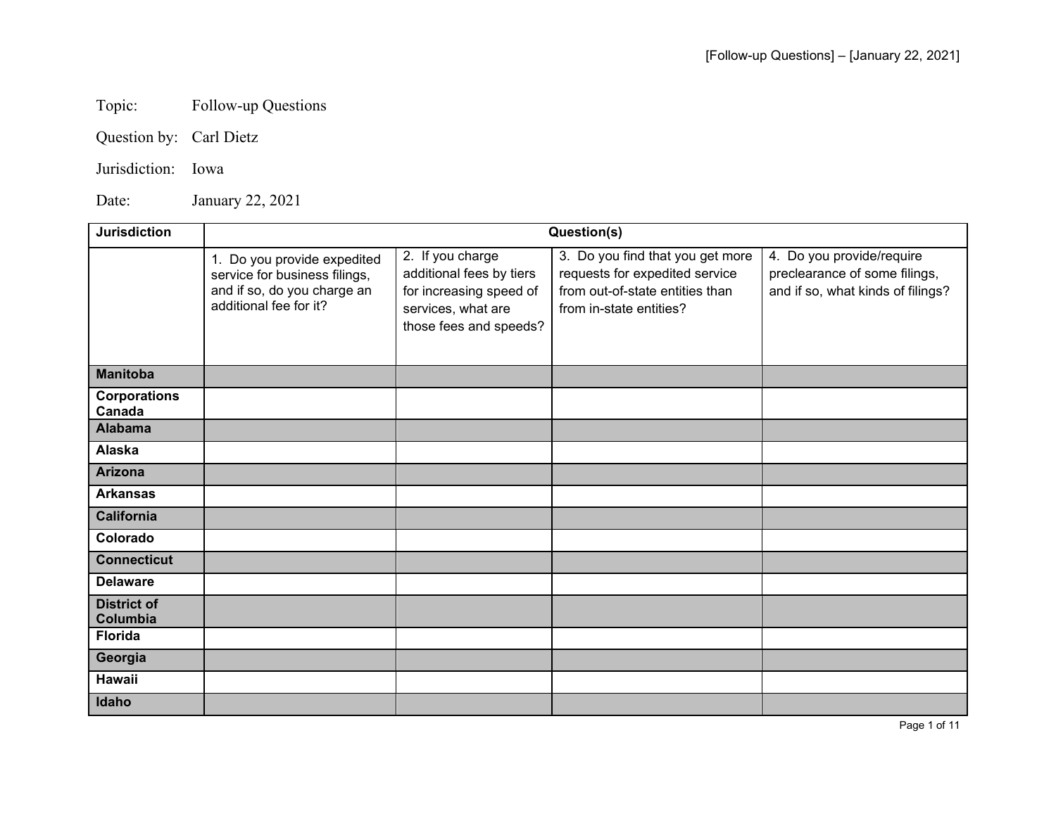Topic: Follow-up Questions

Question by: Carl Dietz

Jurisdiction: Iowa

Date: January 22, 2021

| Jurisdiction | Question(s) | | | |
|---|---|---|---|---|
| | 1. Do you provide expedited service for business filings, and if so, do you charge an additional fee for it? | 2. If you charge additional fees by tiers for increasing speed of services, what are those fees and speeds? | 3. Do you find that you get more requests for expedited service from out-of-state entities than from in-state entities? | 4. Do you provide/require preclearance of some filings, and if so, what kinds of filings? |
| **Manitoba** | | | | |
| **Corporations Canada** | | | | |
| **Alabama** | | | | |
| **Alaska** | | | | |
| **Arizona** | | | | |
| **Arkansas** | | | | |
| **California** | | | | |
| **Colorado** | | | | |
| **Connecticut** | | | | |
| **Delaware** | | | | |
| **District of Columbia** | | | | |
| **Florida** | | | | |
| **Georgia** | | | | |
| **Hawaii** | | | | |
| **Idaho** | | | | |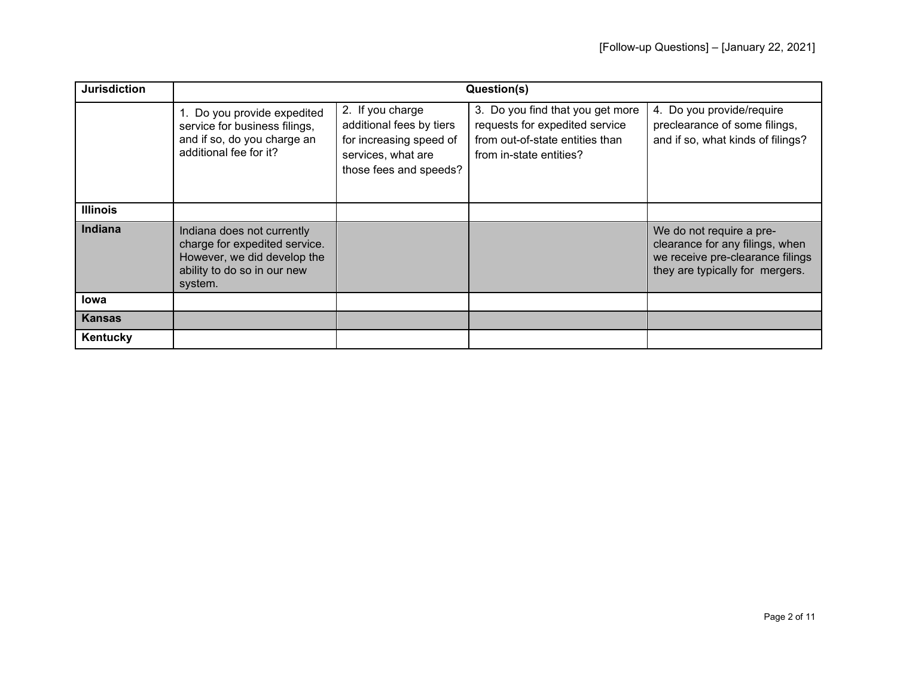| Jurisdiction | Question(s) | | | |
|---|---|---|---|---|
| | 1. Do you provide expedited service for business filings, and if so, do you charge an additional fee for it? | 2. If you charge additional fees by tiers for increasing speed of services, what are those fees and speeds? | 3. Do you find that you get more requests for expedited service from out-of-state entities than from in-state entities? | 4. Do you provide/require preclearance of some filings, and if so, what kinds of filings? |
| **Illinois** | | | | |
| **Indiana** | Indiana does not currently charge for expedited service. However, we did develop the ability to do so in our new system. | | | We do not require a pre-clearance for any filings, when we receive pre-clearance filings they are typically for mergers. |
| **Iowa** | | | | |
| **Kansas** | | | | |
| **Kentucky** | | | | |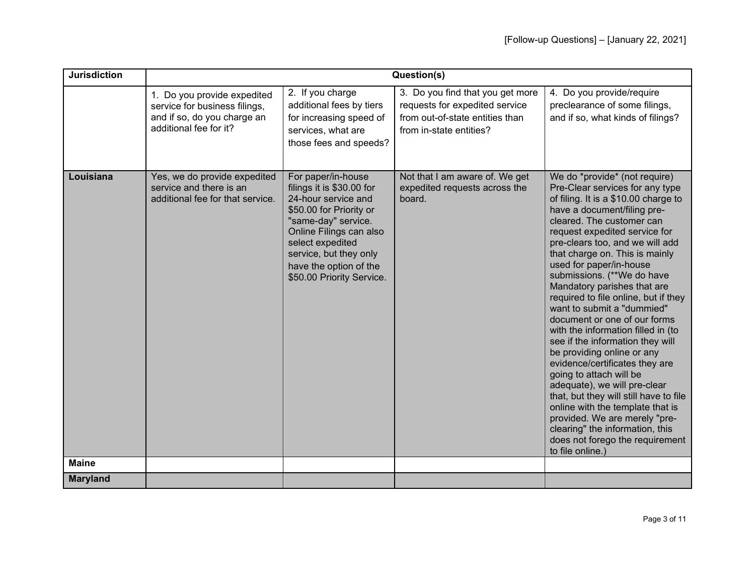| Jurisdiction | Question(s) | | | |
|---|---|---|---|---|
| | 1. Do you provide expedited service for business filings, and if so, do you charge an additional fee for it? | 2. If you charge additional fees by tiers for increasing speed of services, what are those fees and speeds? | 3. Do you find that you get more requests for expedited service from out-of-state entities than from in-state entities? | 4. Do you provide/require preclearance of some filings, and if so, what kinds of filings? |
| **Louisiana** | Yes, we do provide expedited service and there is an additional fee for that service. | For paper/in-house filings it is $30.00 for 24-hour service and $50.00 for Priority or "same-day" service. Online Filings can also select expedited service, but they only have the option of the $50.00 Priority Service. | Not that I am aware of. We get expedited requests across the board. | We do *provide* (not require) Pre-Clear services for any type of filing. It is a $10.00 charge to have a document/filing pre-cleared. The customer can request expedited service for pre-clears too, and we will add that charge on. This is mainly used for paper/in-house submissions. (**We do have Mandatory parishes that are required to file online, but if they want to submit a "dummied" document or one of our forms with the information filled in (to see if the information they will be providing online or any evidence/certificates they are going to attach will be adequate), we will pre-clear that, but they will still have to file online with the template that is provided. We are merely "pre-clearing" the information, this does not forego the requirement to file online.) |
| **Maine** | | | | |
| **Maryland** | | | | |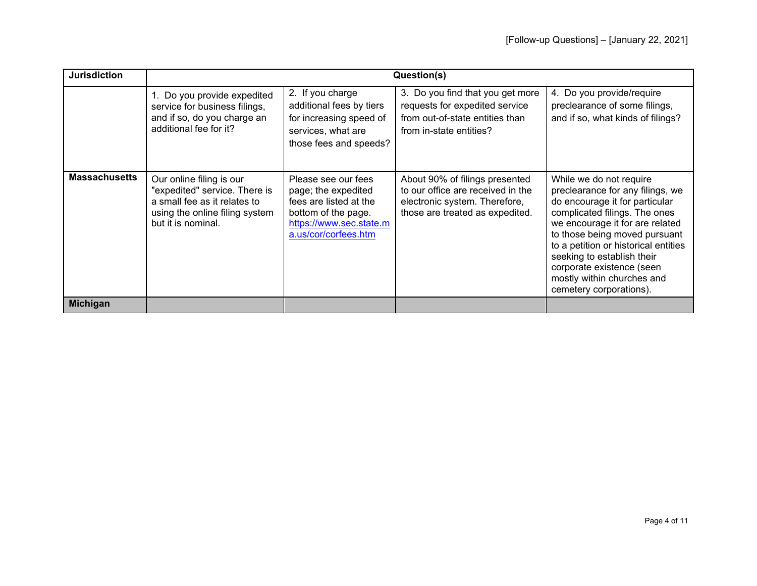| Jurisdiction | Question(s) | | | |
|---|---|---|---|---|
| | 1. Do you provide expedited service for business filings, and if so, do you charge an additional fee for it? | 2. If you charge additional fees by tiers for increasing speed of services, what are those fees and speeds? | 3. Do you find that you get more requests for expedited service from out-of-state entities than from in-state entities? | 4. Do you provide/require preclearance of some filings, and if so, what kinds of filings? |
| **Massachusetts** | Our online filing is our "expedited" service. There is a small fee as it relates to using the online filing system but it is nominal. | Please see our fees page; the expedited fees are listed at the bottom of the page. [https://www.sec.state.ma.us/cor/corfees.htm](https://www.sec.state.ma.us/cor/corfees.htm) | About 90% of filings presented to our office are received in the electronic system. Therefore, those are treated as expedited. | While we do not require preclearance for any filings, we do encourage it for particular complicated filings. The ones we encourage it for are related to those being moved pursuant to a petition or historical entities seeking to establish their corporate existence (seen mostly within churches and cemetery corporations). |
| **Michigan** | | | | |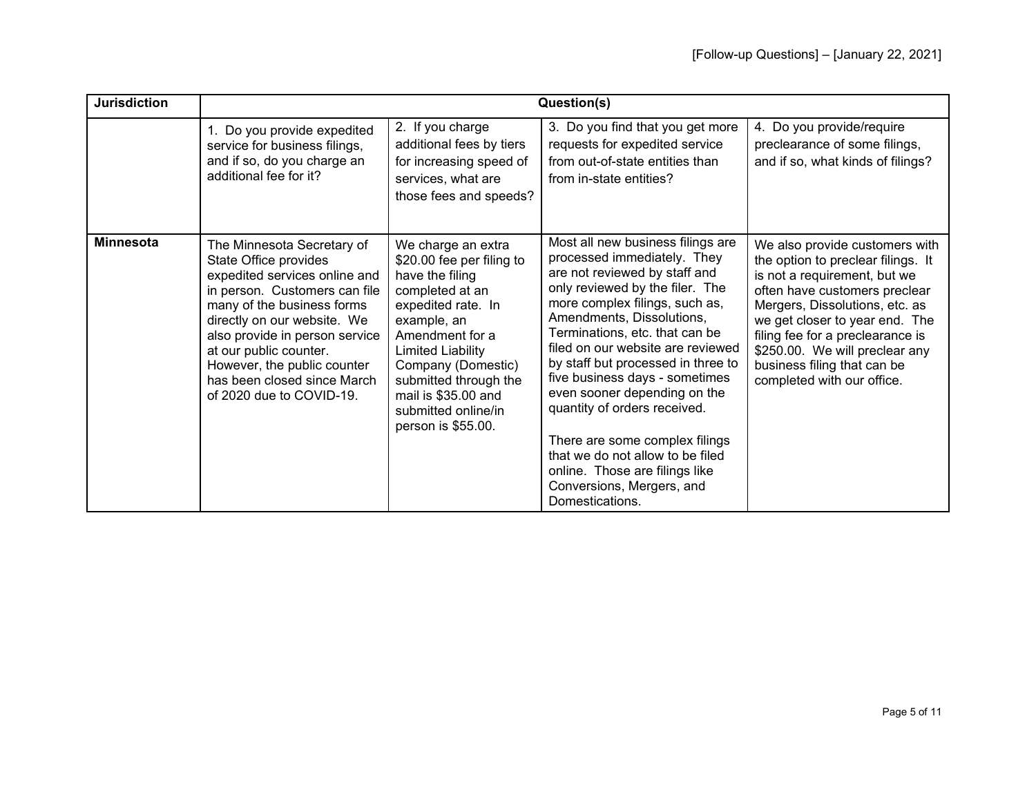| Jurisdiction | Question(s) | | | |
|---|---|---|---|---|
| | 1. Do you provide expedited service for business filings, and if so, do you charge an additional fee for it? | 2. If you charge additional fees by tiers for increasing speed of services, what are those fees and speeds? | 3. Do you find that you get more requests for expedited service from out-of-state entities than from in-state entities? | 4. Do you provide/require preclearance of some filings, and if so, what kinds of filings? |
| **Minnesota** | The Minnesota Secretary of State Office provides expedited services online and in person. Customers can file many of the business forms directly on our website. We also provide in person service at our public counter. However, the public counter has been closed since March of 2020 due to COVID-19. | We charge an extra $20.00 fee per filing to have the filing completed at an expedited rate. In example, an Amendment for a Limited Liability Company (Domestic) submitted through the mail is $35.00 and submitted online/in person is $55.00. | Most all new business filings are processed immediately. They are not reviewed by staff and only reviewed by the filer. The more complex filings, such as, Amendments, Dissolutions, Terminations, etc. that can be filed on our website are reviewed by staff but processed in three to five business days - sometimes even sooner depending on the quantity of orders received.<br><br>There are some complex filings that we do not allow to be filed online. Those are filings like Conversions, Mergers, and Domestications. | We also provide customers with the option to preclear filings. It is not a requirement, but we often have customers preclear Mergers, Dissolutions, etc. as we get closer to year end. The filing fee for a preclearance is $250.00. We will preclear any business filing that can be completed with our office. |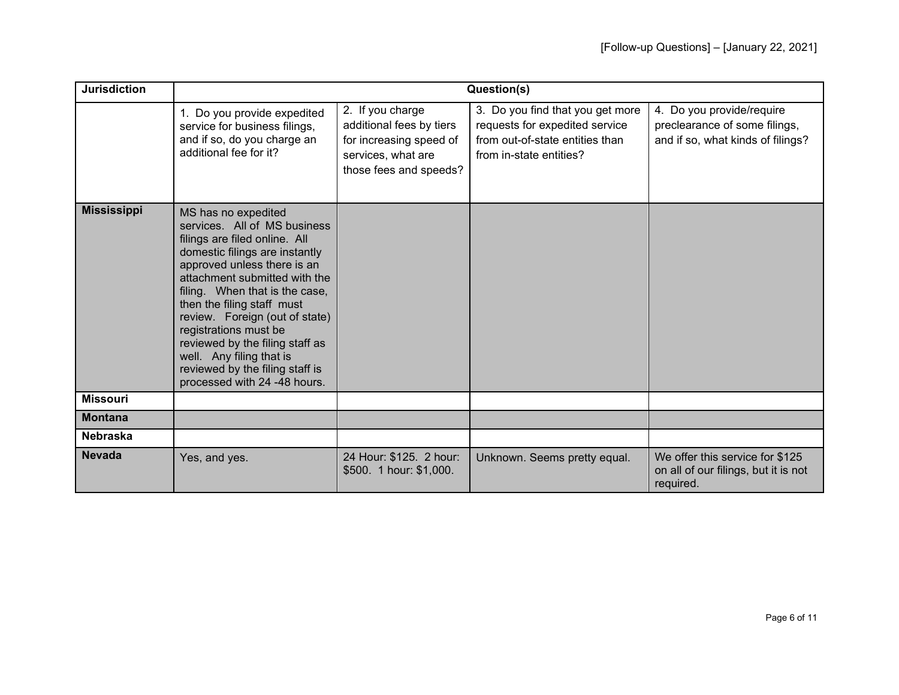| Jurisdiction | Question(s) | | | |
|---|---|---|---|---|
| | 1. Do you provide expedited service for business filings, and if so, do you charge an additional fee for it? | 2. If you charge additional fees by tiers for increasing speed of services, what are those fees and speeds? | 3. Do you find that you get more requests for expedited service from out-of-state entities than from in-state entities? | 4. Do you provide/require preclearance of some filings, and if so, what kinds of filings? |
| **Mississippi** | MS has no expedited services. All of MS business filings are filed online. All domestic filings are instantly approved unless there is an attachment submitted with the filing. When that is the case, then the filing staff must review. Foreign (out of state) registrations must be reviewed by the filing staff as well. Any filing that is reviewed by the filing staff is processed with 24 -48 hours. | | | |
| **Missouri** | | | | |
| **Montana** | | | | |
| **Nebraska** | | | | |
| **Nevada** | Yes, and yes. | 24 Hour: $125. 2 hour: $500. 1 hour: $1,000. | Unknown. Seems pretty equal. | We offer this service for $125 on all of our filings, but it is not required. |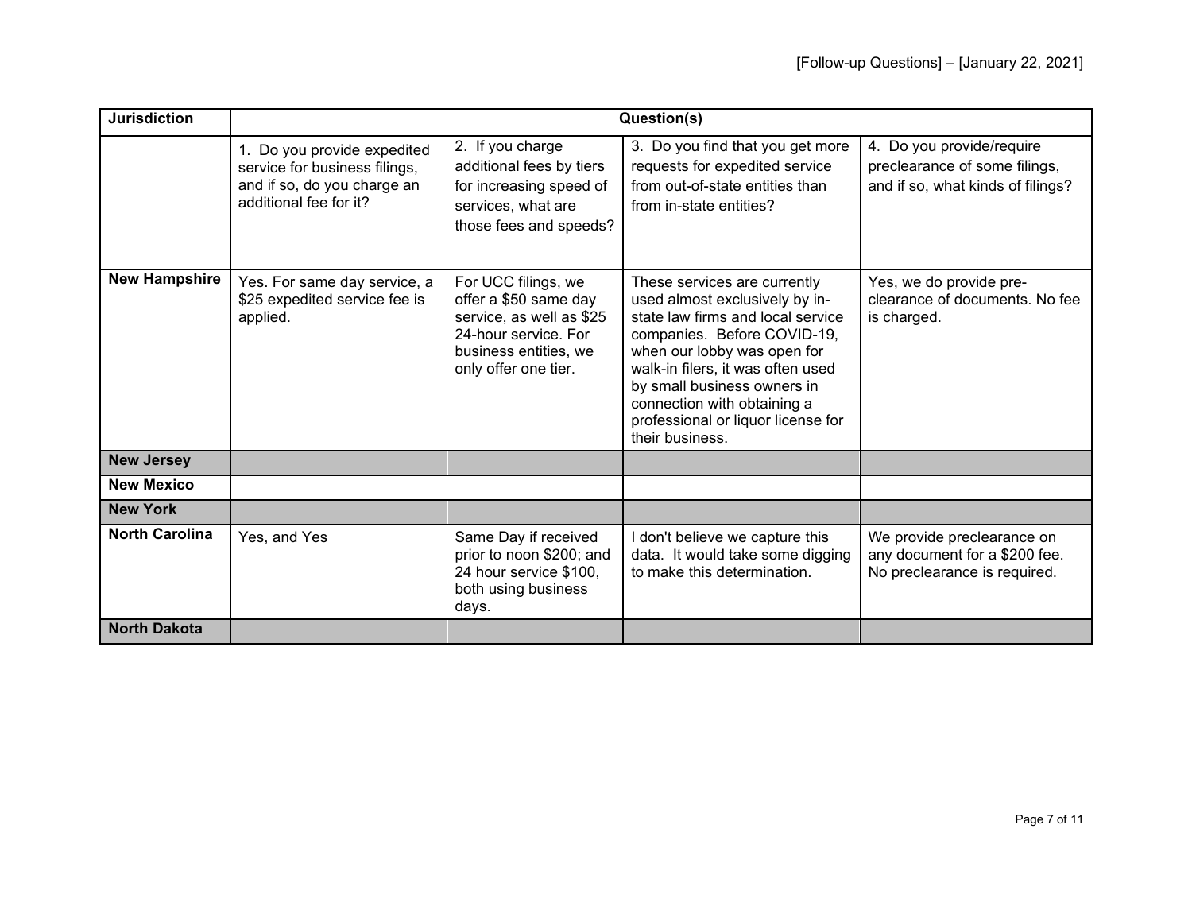| Jurisdiction | Question(s) | | | |
|---|---|---|---|---|
| | 1. Do you provide expedited service for business filings, and if so, do you charge an additional fee for it? | 2. If you charge additional fees by tiers for increasing speed of services, what are those fees and speeds? | 3. Do you find that you get more requests for expedited service from out-of-state entities than from in-state entities? | 4. Do you provide/require preclearance of some filings, and if so, what kinds of filings? |
| **New Hampshire** | Yes. For same day service, a $25 expedited service fee is applied. | For UCC filings, we offer a $50 same day service, as well as $25 24-hour service. For business entities, we only offer one tier. | These services are currently used almost exclusively by in-state law firms and local service companies. Before COVID-19, when our lobby was open for walk-in filers, it was often used by small business owners in connection with obtaining a professional or liquor license for their business. | Yes, we do provide pre-clearance of documents. No fee is charged. |
| **New Jersey** | | | | |
| **New Mexico** | | | | |
| **New York** | | | | |
| **North Carolina** | Yes, and Yes | Same Day if received prior to noon $200; and 24 hour service $100, both using business days. | I don't believe we capture this data. It would take some digging to make this determination. | We provide preclearance on any document for a $200 fee. No preclearance is required. |
| **North Dakota** | | | | |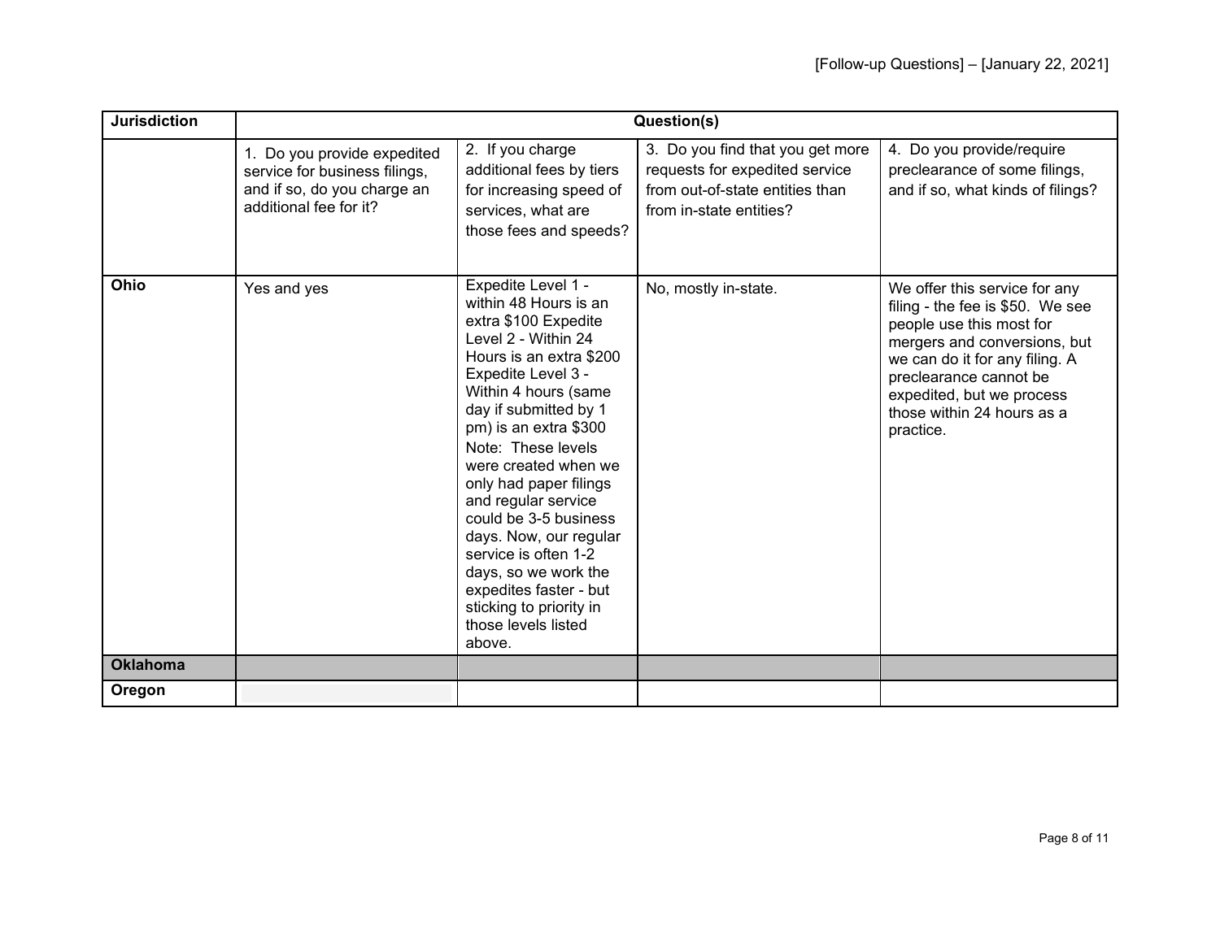| Jurisdiction | Question(s) | | | |
|---|---|---|---|---|
| | 1. Do you provide expedited service for business filings, and if so, do you charge an additional fee for it? | 2. If you charge additional fees by tiers for increasing speed of services, what are those fees and speeds? | 3. Do you find that you get more requests for expedited service from out-of-state entities than from in-state entities? | 4. Do you provide/require preclearance of some filings, and if so, what kinds of filings? |
| **Ohio** | Yes and yes | Expedite Level 1 - within 48 Hours is an extra $100 Expedite Level 2 - Within 24 Hours is an extra $200 Expedite Level 3 - Within 4 hours (same day if submitted by 1 pm) is an extra $300<br>Note: These levels were created when we only had paper filings and regular service could be 3-5 business days. Now, our regular service is often 1-2 days, so we work the expedites faster - but sticking to priority in those levels listed above. | No, mostly in-state. | We offer this service for any filing - the fee is $50. We see people use this most for mergers and conversions, but we can do it for any filing. A preclearance cannot be expedited, but we process those within 24 hours as a practice. |
| **Oklahoma** | | | | |
| **Oregon** | | | | |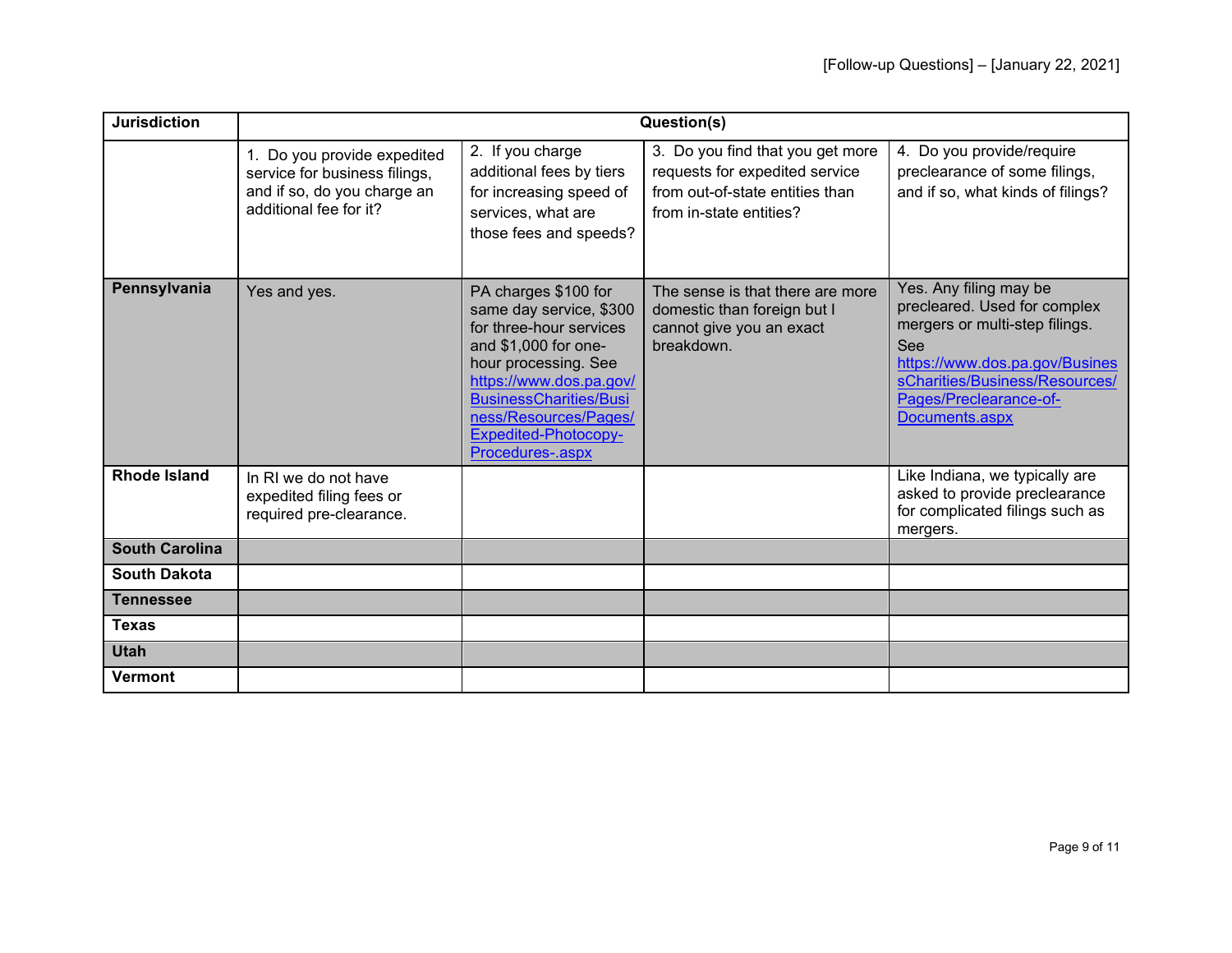| Jurisdiction | Question(s) | | | |
|---|---|---|---|---|
| | 1. Do you provide expedited service for business filings, and if so, do you charge an additional fee for it? | 2. If you charge additional fees by tiers for increasing speed of services, what are those fees and speeds? | 3. Do you find that you get more requests for expedited service from out-of-state entities than from in-state entities? | 4. Do you provide/require preclearance of some filings, and if so, what kinds of filings? |
| **Pennsylvania** | Yes and yes. | PA charges $100 for same day service, $300 for three-hour services and $1,000 for one-hour processing. See [https://www.dos.pa.gov/BusinessCharities/Business/Resources/Pages/Expedited-Photocopy-Procedures-.aspx](https://www.dos.pa.gov/BusinessCharities/Business/Resources/Pages/Expedited-Photocopy-Procedures-.aspx) | The sense is that there are more domestic than foreign but I cannot give you an exact breakdown. | Yes. Any filing may be precleared. Used for complex mergers or multi-step filings. See [https://www.dos.pa.gov/BusinessCharities/Business/Resources/Pages/Preclearance-of-Documents.aspx](https://www.dos.pa.gov/BusinessCharities/Business/Resources/Pages/Preclearance-of-Documents.aspx) |
| **Rhode Island** | In RI we do not have expedited filing fees or required pre-clearance. | | | Like Indiana, we typically are asked to provide preclearance for complicated filings such as mergers. |
| **South Carolina** | | | | |
| **South Dakota** | | | | |
| **Tennessee** | | | | |
| **Texas** | | | | |
| **Utah** | | | | |
| **Vermont** | | | | |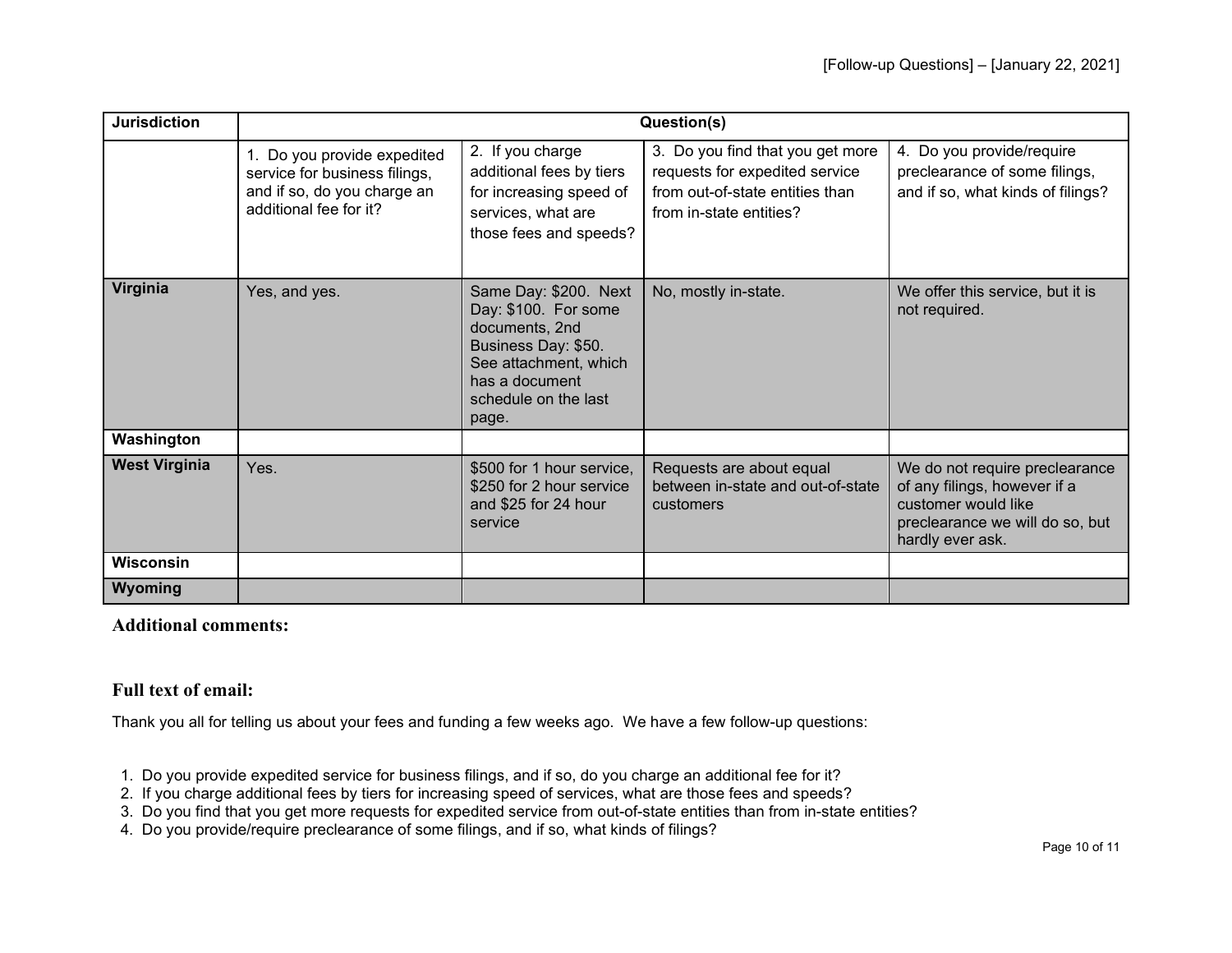| Jurisdiction | Question(s) | | | |
|---|---|---|---|---|
| | 1. Do you provide expedited service for business filings, and if so, do you charge an additional fee for it? | 2. If you charge additional fees by tiers for increasing speed of services, what are those fees and speeds? | 3. Do you find that you get more requests for expedited service from out-of-state entities than from in-state entities? | 4. Do you provide/require preclearance of some filings, and if so, what kinds of filings? |
| **Virginia** | Yes, and yes. | Same Day: $200. Next Day: $100. For some documents, 2nd Business Day: $50. See attachment, which has a document schedule on the last page. | No, mostly in-state. | We offer this service, but it is not required. |
| **Washington** | | | | |
| **West Virginia** | Yes. | $500 for 1 hour service, $250 for 2 hour service and $25 for 24 hour service | Requests are about equal between in-state and out-of-state customers | We do not require preclearance of any filings, however if a customer would like preclearance we will do so, but hardly ever ask. |
| **Wisconsin** | | | | |
| **Wyoming** | | | | |

**Additional comments:**

**Full text of email:**

Thank you all for telling us about your fees and funding a few weeks ago. We have a few follow-up questions:

1. Do you provide expedited service for business filings, and if so, do you charge an additional fee for it?
2. If you charge additional fees by tiers for increasing speed of services, what are those fees and speeds?
3. Do you find that you get more requests for expedited service from out-of-state entities than from in-state entities?
4. Do you provide/require preclearance of some filings, and if so, what kinds of filings?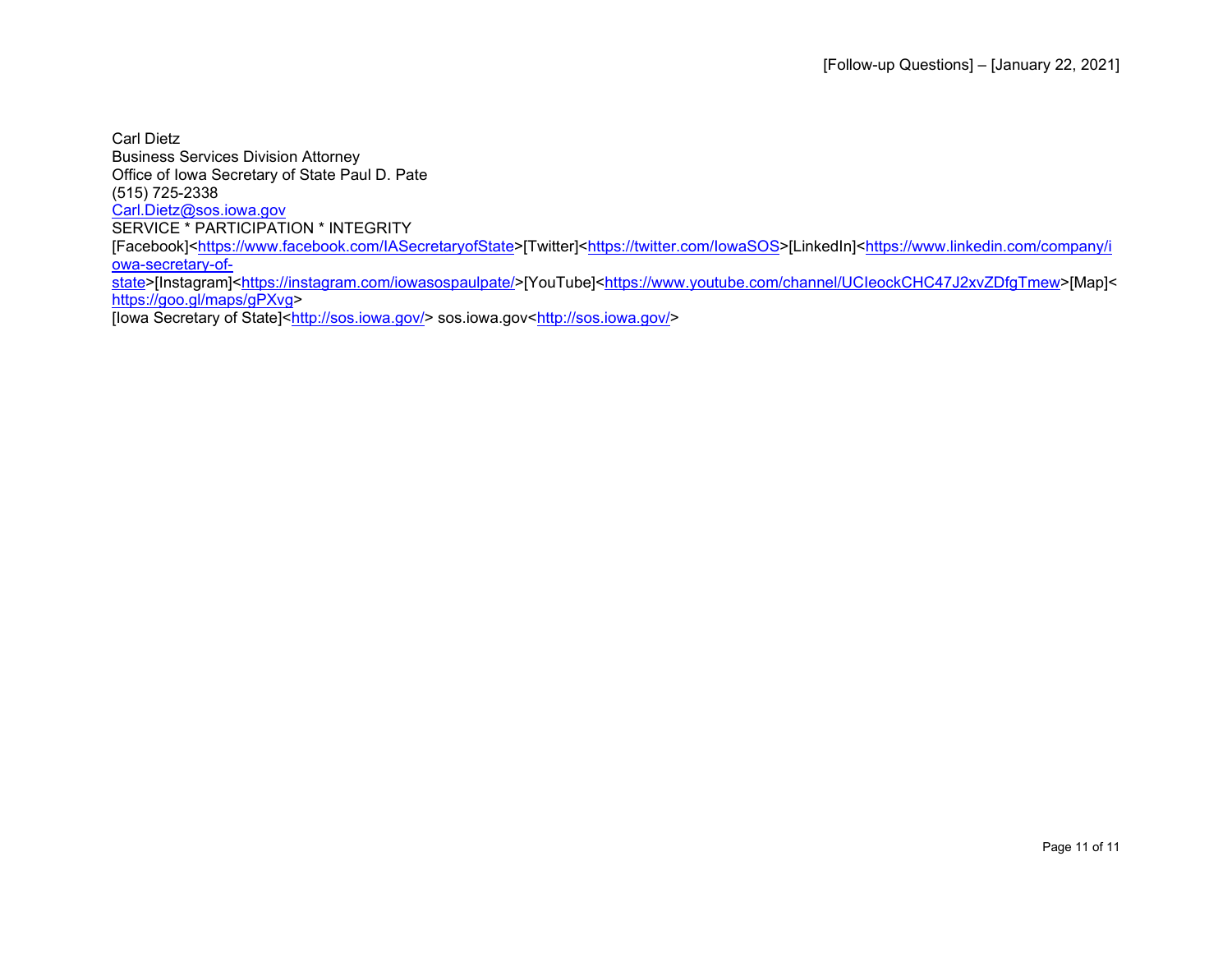Carl Dietz
Business Services Division Attorney
Office of Iowa Secretary of State Paul D. Pate
(515) 725-2338
Carl.Dietz@sos.iowa.gov
SERVICE * PARTICIPATION * INTEGRITY
[Facebook]<https://www.facebook.com/IASecretaryofState>[Twitter]<https://twitter.com/IowaSOS>[LinkedIn]<https://www.linkedin.com/company/iowa-secretary-of-state>[Instagram]<https://instagram.com/iowasospaulpate/>[YouTube]<https://www.youtube.com/channel/UCIeockCHC47J2xvZDfgTmew>[Map]<https://goo.gl/maps/gPXvg>
[Iowa Secretary of State]<http://sos.iowa.gov/> sos.iowa.gov<http://sos.iowa.gov/>